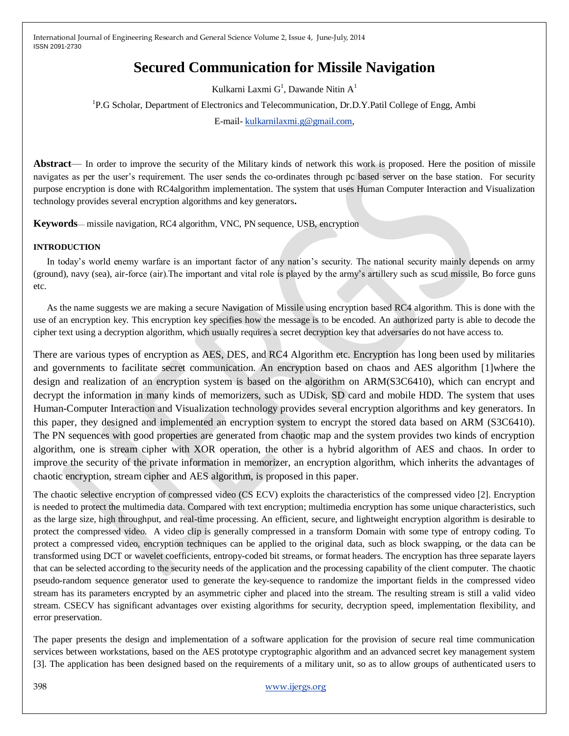# Secured Communication for Missile Navigation

Kulkarni Laxmi G[1], Dawande Nitin A[1]

[1]P.G Scholar, Department of Electronics and Telecommunication, Dr.D.Y.Patil College of Engg, Ambi

E-mail- kulkarnilaxmi.g@gmail.com,

**Abstract**— In order to improve the security of the Military kinds of network this work is proposed. Here the position of missile navigates as per the user's requirement. The user sends the co-ordinates through pc based server on the base station. For security purpose encryption is done with RC4algorithm implementation. The system that uses Human Computer Interaction and Visualization technology provides several encryption algorithms and key generators**.**

**Keywords**— missile navigation, RC4 algorithm, VNC, PN sequence, USB, encryption

## INTRODUCTION

In today's world enemy warfare is an important factor of any nation's security. The national security mainly depends on army (ground), navy (sea), air-force (air).The important and vital role is played by the army's artillery such as scud missile, Bo force guns etc.

As the name suggests we are making a secure Navigation of Missile using encryption based RC4 algorithm. This is done with the use of an encryption key. This encryption key specifies how the message is to be encoded. An authorized party is able to decode the cipher text using a decryption algorithm, which usually requires a secret decryption key that adversaries do not have access to.

There are various types of encryption as AES, DES, and RC4 Algorithm etc. Encryption has long been used by militaries and governments to facilitate secret communication. An encryption based on chaos and AES algorithm [1]where the design and realization of an encryption system is based on the algorithm on ARM(S3C6410), which can encrypt and decrypt the information in many kinds of memorizers, such as UDisk, SD card and mobile HDD. The system that uses Human-Computer Interaction and Visualization technology provides several encryption algorithms and key generators. In this paper, they designed and implemented an encryption system to encrypt the stored data based on ARM (S3C6410). The PN sequences with good properties are generated from chaotic map and the system provides two kinds of encryption algorithm, one is stream cipher with XOR operation, the other is a hybrid algorithm of AES and chaos. In order to improve the security of the private information in memorizer, an encryption algorithm, which inherits the advantages of chaotic encryption, stream cipher and AES algorithm, is proposed in this paper.

The chaotic selective encryption of compressed video (CS ECV) exploits the characteristics of the compressed video [2]. Encryption is needed to protect the multimedia data. Compared with text encryption; multimedia encryption has some unique characteristics, such as the large size, high throughput, and real-time processing. An efficient, secure, and lightweight encryption algorithm is desirable to protect the compressed video. A video clip is generally compressed in a transform Domain with some type of entropy coding. To protect a compressed video, encryption techniques can be applied to the original data, such as block swapping, or the data can be transformed using DCT or wavelet coefficients, entropy-coded bit streams, or format headers. The encryption has three separate layers that can be selected according to the security needs of the application and the processing capability of the client computer. The chaotic pseudo-random sequence generator used to generate the key-sequence to randomize the important fields in the compressed video stream has its parameters encrypted by an asymmetric cipher and placed into the stream. The resulting stream is still a valid video stream. CSECV has significant advantages over existing algorithms for security, decryption speed, implementation flexibility, and error preservation.

The paper presents the design and implementation of a software application for the provision of secure real time communication services between workstations, based on the AES prototype cryptographic algorithm and an advanced secret key management system [3]. The application has been designed based on the requirements of a military unit, so as to allow groups of authenticated users to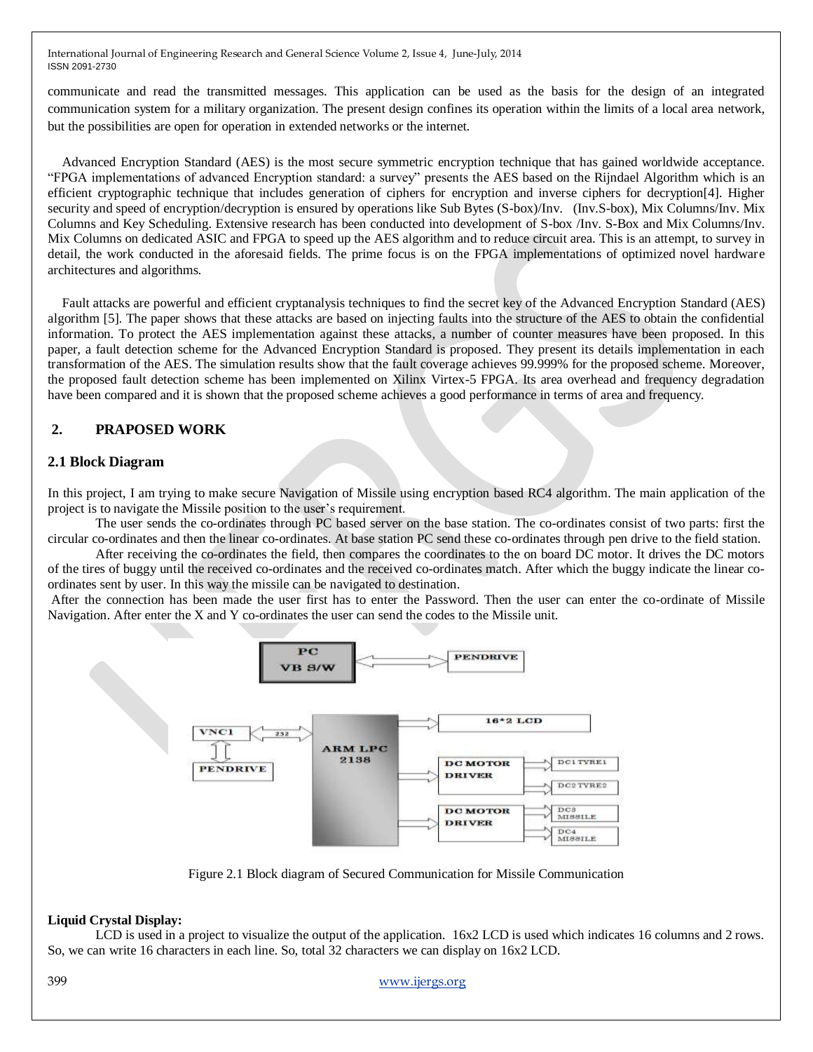communicate and read the transmitted messages. This application can be used as the basis for the design of an integrated communication system for a military organization. The present design confines its operation within the limits of a local area network, but the possibilities are open for operation in extended networks or the internet.

Advanced Encryption Standard (AES) is the most secure symmetric encryption technique that has gained worldwide acceptance. “FPGA implementations of advanced Encryption standard: a survey” presents the AES based on the Rijndael Algorithm which is an efficient cryptographic technique that includes generation of ciphers for encryption and inverse ciphers for decryption[4]. Higher security and speed of encryption/decryption is ensured by operations like Sub Bytes (S-box)/Inv. (Inv.S-box), Mix Columns/Inv. Mix Columns and Key Scheduling. Extensive research has been conducted into development of S-box /Inv. S-Box and Mix Columns/Inv. Mix Columns on dedicated ASIC and FPGA to speed up the AES algorithm and to reduce circuit area. This is an attempt, to survey in detail, the work conducted in the aforesaid fields. The prime focus is on the FPGA implementations of optimized novel hardware architectures and algorithms.

Fault attacks are powerful and efficient cryptanalysis techniques to find the secret key of the Advanced Encryption Standard (AES) algorithm [5]. The paper shows that these attacks are based on injecting faults into the structure of the AES to obtain the confidential information. To protect the AES implementation against these attacks, a number of counter measures have been proposed. In this paper, a fault detection scheme for the Advanced Encryption Standard is proposed. They present its details implementation in each transformation of the AES. The simulation results show that the fault coverage achieves 99.999% for the proposed scheme. Moreover, the proposed fault detection scheme has been implemented on Xilinx Virtex-5 FPGA. Its area overhead and frequency degradation have been compared and it is shown that the proposed scheme achieves a good performance in terms of area and frequency.

## 2. PRAPOSED WORK

### 2.1 Block Diagram

In this project, I am trying to make secure Navigation of Missile using encryption based RC4 algorithm. The main application of the project is to navigate the Missile position to the user's requirement.

The user sends the co-ordinates through PC based server on the base station. The co-ordinates consist of two parts: first the circular co-ordinates and then the linear co-ordinates. At base station PC send these co-ordinates through pen drive to the field station.

After receiving the co-ordinates the field, then compares the coordinates to the on board DC motor. It drives the DC motors of the tires of buggy until the received co-ordinates and the received co-ordinates match. After which the buggy indicate the linear co-ordinates sent by user. In this way the missile can be navigated to destination.

After the connection has been made the user first has to enter the Password. Then the user can enter the co-ordinate of Missile Navigation. After enter the X and Y co-ordinates the user can send the codes to the Missile unit.

Figure 2.1 Block diagram of Secured Communication for Missile Communication

**Liquid Crystal Display:**

LCD is used in a project to visualize the output of the application. 16x2 LCD is used which indicates 16 columns and 2 rows. So, we can write 16 characters in each line. So, total 32 characters we can display on 16x2 LCD.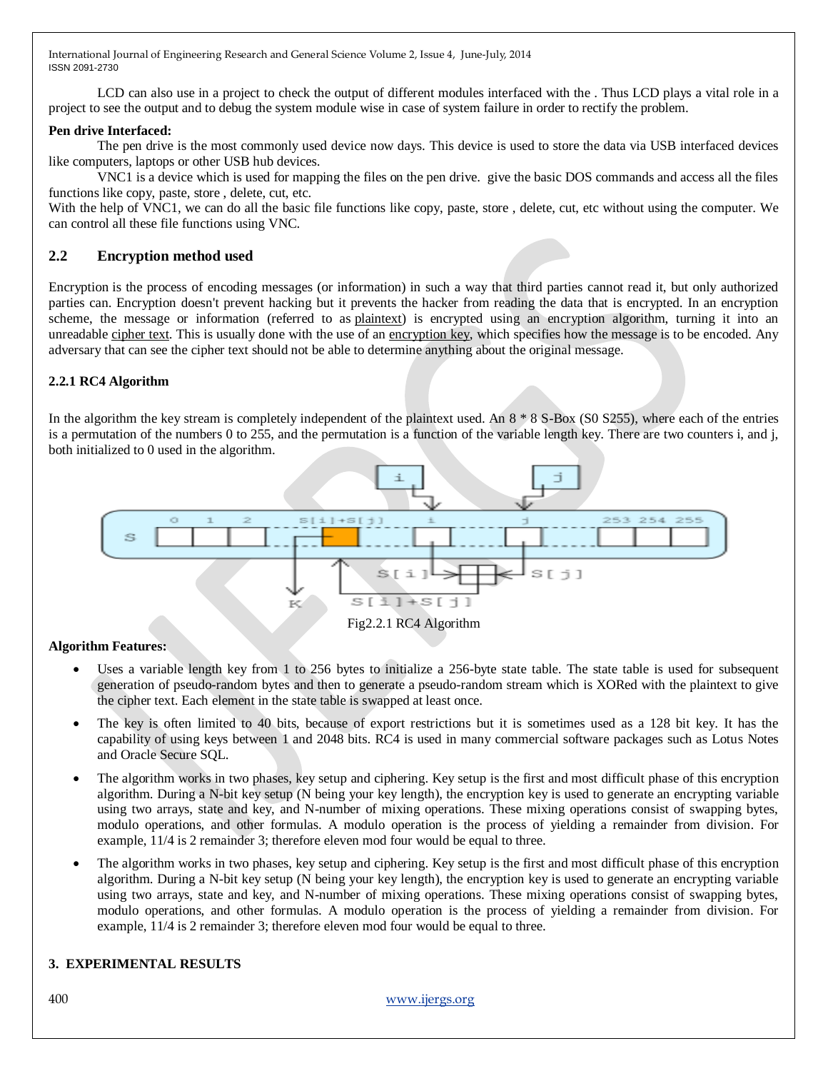LCD can also use in a project to check the output of different modules interfaced with the . Thus LCD plays a vital role in a project to see the output and to debug the system module wise in case of system failure in order to rectify the problem.

**Pen drive Interfaced:**

The pen drive is the most commonly used device now days. This device is used to store the data via USB interfaced devices like computers, laptops or other USB hub devices.

VNC1 is a device which is used for mapping the files on the pen drive. give the basic DOS commands and access all the files functions like copy, paste, store , delete, cut, etc.

With the help of VNC1, we can do all the basic file functions like copy, paste, store , delete, cut, etc without using the computer. We can control all these file functions using VNC.

## 2.2 Encryption method used

Encryption is the process of encoding messages (or information) in such a way that third parties cannot read it, but only authorized parties can. Encryption doesn't prevent hacking but it prevents the hacker from reading the data that is encrypted. In an encryption scheme, the message or information (referred to as plaintext) is encrypted using an encryption algorithm, turning it into an unreadable cipher text. This is usually done with the use of an encryption key, which specifies how the message is to be encoded. Any adversary that can see the cipher text should not be able to determine anything about the original message.

### 2.2.1 RC4 Algorithm

In the algorithm the key stream is completely independent of the plaintext used. An 8 * 8 S-Box (S0 S255), where each of the entries is a permutation of the numbers 0 to 255, and the permutation is a function of the variable length key. There are two counters i, and j, both initialized to 0 used in the algorithm.

Fig2.2.1 RC4 Algorithm

**Algorithm Features:**

- Uses a variable length key from 1 to 256 bytes to initialize a 256-byte state table. The state table is used for subsequent generation of pseudo-random bytes and then to generate a pseudo-random stream which is XORed with the plaintext to give the cipher text. Each element in the state table is swapped at least once.
- The key is often limited to 40 bits, because of export restrictions but it is sometimes used as a 128 bit key. It has the capability of using keys between 1 and 2048 bits. RC4 is used in many commercial software packages such as Lotus Notes and Oracle Secure SQL.
- The algorithm works in two phases, key setup and ciphering. Key setup is the first and most difficult phase of this encryption algorithm. During a N-bit key setup (N being your key length), the encryption key is used to generate an encrypting variable using two arrays, state and key, and N-number of mixing operations. These mixing operations consist of swapping bytes, modulo operations, and other formulas. A modulo operation is the process of yielding a remainder from division. For example, 11/4 is 2 remainder 3; therefore eleven mod four would be equal to three.
- The algorithm works in two phases, key setup and ciphering. Key setup is the first and most difficult phase of this encryption algorithm. During a N-bit key setup (N being your key length), the encryption key is used to generate an encrypting variable using two arrays, state and key, and N-number of mixing operations. These mixing operations consist of swapping bytes, modulo operations, and other formulas. A modulo operation is the process of yielding a remainder from division. For example, 11/4 is 2 remainder 3; therefore eleven mod four would be equal to three.

## 3. EXPERIMENTAL RESULTS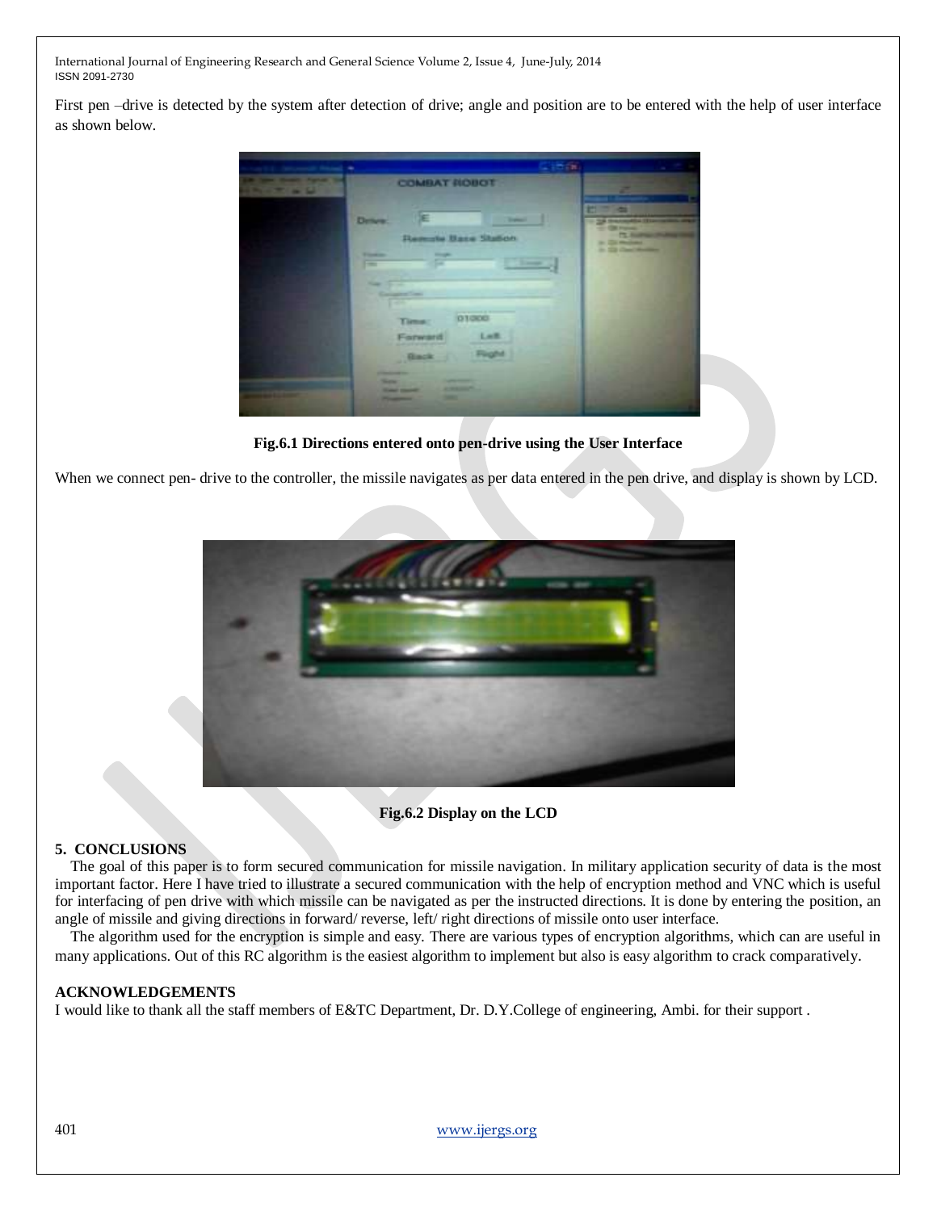First pen –drive is detected by the system after detection of drive; angle and position are to be entered with the help of user interface as shown below.

**Fig.6.1 Directions entered onto pen-drive using the User Interface**

When we connect pen- drive to the controller, the missile navigates as per data entered in the pen drive, and display is shown by LCD.

**Fig.6.2 Display on the LCD**

## 5. CONCLUSIONS

The goal of this paper is to form secured communication for missile navigation. In military application security of data is the most important factor. Here I have tried to illustrate a secured communication with the help of encryption method and VNC which is useful for interfacing of pen drive with which missile can be navigated as per the instructed directions. It is done by entering the position, an angle of missile and giving directions in forward/ reverse, left/ right directions of missile onto user interface.

The algorithm used for the encryption is simple and easy. There are various types of encryption algorithms, which can are useful in many applications. Out of this RC algorithm is the easiest algorithm to implement but also is easy algorithm to crack comparatively.

## ACKNOWLEDGEMENTS

I would like to thank all the staff members of E&TC Department, Dr. D.Y.College of engineering, Ambi. for their support .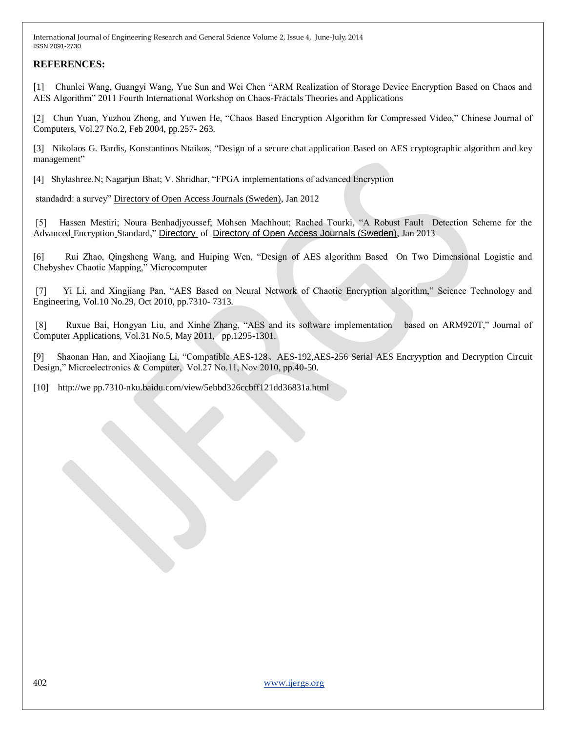## REFERENCES:

[1] Chunlei Wang, Guangyi Wang, Yue Sun and Wei Chen "ARM Realization of Storage Device Encryption Based on Chaos and AES Algorithm" 2011 Fourth International Workshop on Chaos-Fractals Theories and Applications

[2] Chun Yuan, Yuzhou Zhong, and Yuwen He, "Chaos Based Encryption Algorithm for Compressed Video," Chinese Journal of Computers, Vol.27 No.2, Feb 2004, pp.257- 263.

[3] Nikolaos G. Bardis, Konstantinos Ntaikos, "Design of a secure chat application Based on AES cryptographic algorithm and key management"

[4] Shylashree.N; Nagarjun Bhat; V. Shridhar, "FPGA implementations of advanced Encryption

standadrd: a survey" Directory of Open Access Journals (Sweden), Jan 2012

[5] Hassen Mestiri; Noura Benhadjyoussef; Mohsen Machhout; Rached Tourki, "A Robust Fault Detection Scheme for the Advanced Encryption Standard," Directory of Directory of Open Access Journals (Sweden), Jan 2013

[6] Rui Zhao, Qingsheng Wang, and Huiping Wen, "Design of AES algorithm Based On Two Dimensional Logistic and Chebyshev Chaotic Mapping," Microcomputer

[7] Yi Li, and Xingjiang Pan, "AES Based on Neural Network of Chaotic Encryption algorithm," Science Technology and Engineering, Vol.10 No.29, Oct 2010, pp.7310- 7313.

[8] Ruxue Bai, Hongyan Liu, and Xinhe Zhang, "AES and its software implementation based on ARM920T," Journal of Computer Applications, Vol.31 No.5, May 2011, pp.1295-1301.

[9] Shaonan Han, and Xiaojiang Li, "Compatible AES-128、AES-192,AES-256 Serial AES Encryyption and Decryption Circuit Design," Microelectronics & Computer, Vol.27 No.11, Nov 2010, pp.40-50.

[10] http://we pp.7310-nku.baidu.com/view/5ebbd326ccbff121dd36831a.html